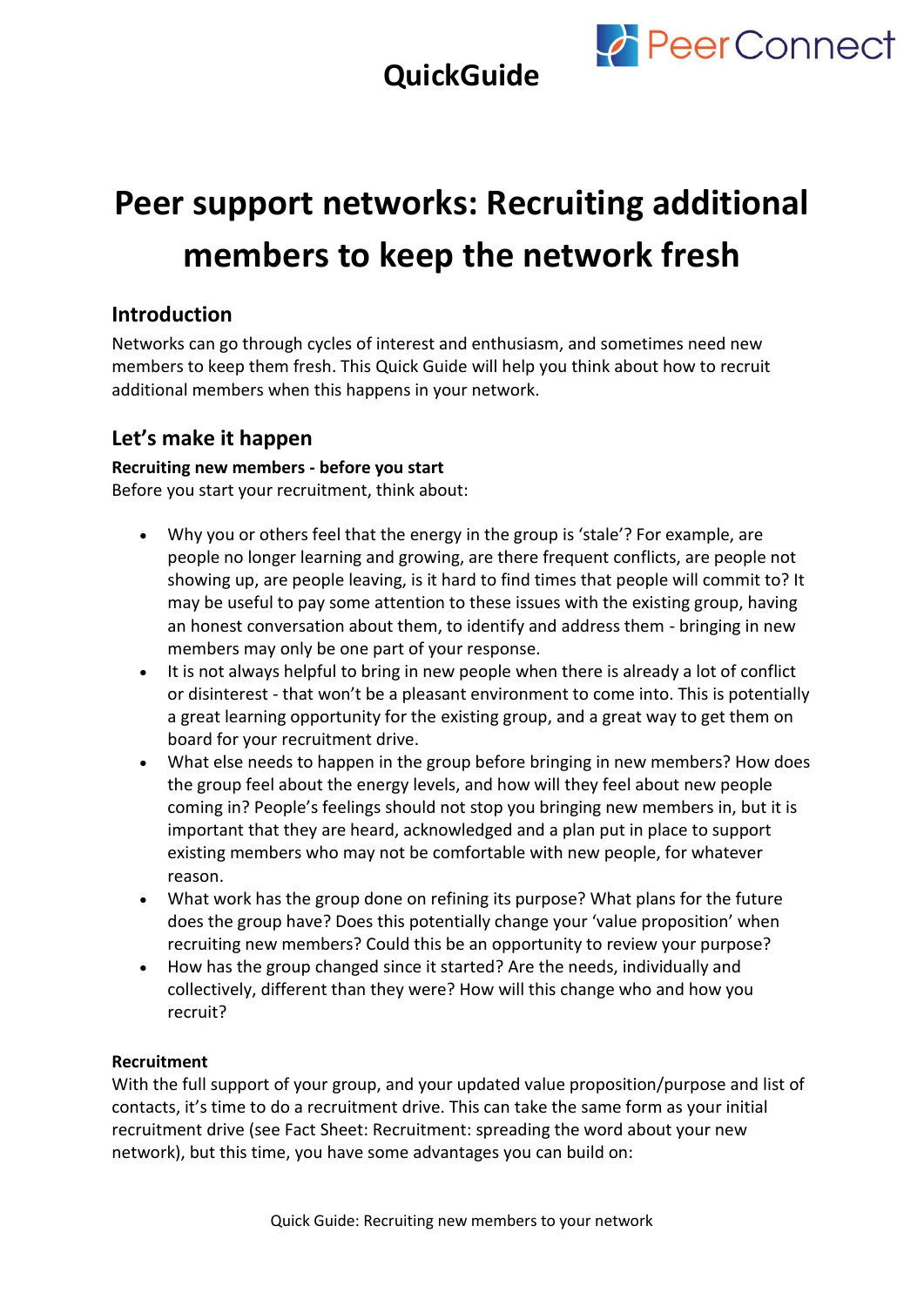QuickGuide

PeerConnect

# Peer support networks: Recruiting additional members to keep the network fresh

## Introduction

Networks can go through cycles of interest and enthusiasm, and sometimes need new members to keep them fresh. This Quick Guide will help you think about how to recruit additional members when this happens in your network.

## Let's make it happen

**Recruiting new members - before you start**

Before you start your recruitment, think about:

- Why you or others feel that the energy in the group is 'stale'? For example, are people no longer learning and growing, are there frequent conflicts, are people not showing up, are people leaving, is it hard to find times that people will commit to? It may be useful to pay some attention to these issues with the existing group, having an honest conversation about them, to identify and address them - bringing in new members may only be one part of your response.
- It is not always helpful to bring in new people when there is already a lot of conflict or disinterest - that won't be a pleasant environment to come into. This is potentially a great learning opportunity for the existing group, and a great way to get them on board for your recruitment drive.
- What else needs to happen in the group before bringing in new members? How does the group feel about the energy levels, and how will they feel about new people coming in? People's feelings should not stop you bringing new members in, but it is important that they are heard, acknowledged and a plan put in place to support existing members who may not be comfortable with new people, for whatever reason.
- What work has the group done on refining its purpose? What plans for the future does the group have? Does this potentially change your 'value proposition' when recruiting new members? Could this be an opportunity to review your purpose?
- How has the group changed since it started? Are the needs, individually and collectively, different than they were? How will this change who and how you recruit?

**Recruitment**

With the full support of your group, and your updated value proposition/purpose and list of contacts, it's time to do a recruitment drive. This can take the same form as your initial recruitment drive (see Fact Sheet: Recruitment: spreading the word about your new network), but this time, you have some advantages you can build on: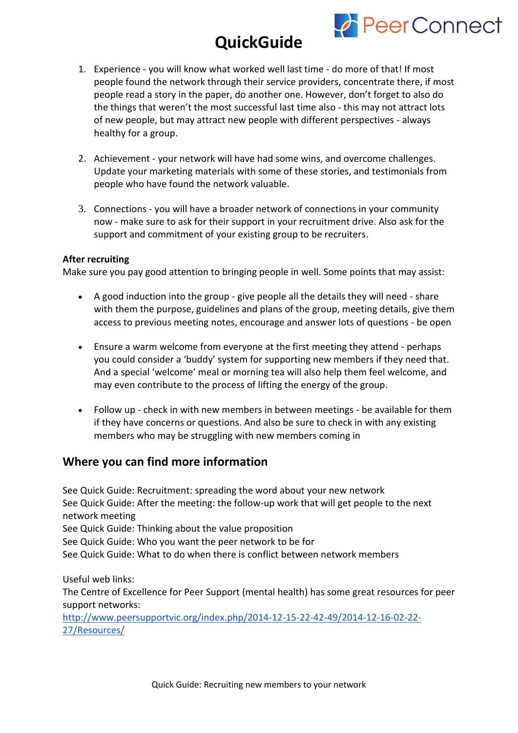# QuickGuide

1. Experience - you will know what worked well last time - do more of that! If most people found the network through their service providers, concentrate there, if most people read a story in the paper, do another one. However, don't forget to also do the things that weren't the most successful last time also - this may not attract lots of new people, but may attract new people with different perspectives - always healthy for a group.

2. Achievement - your network will have had some wins, and overcome challenges. Update your marketing materials with some of these stories, and testimonials from people who have found the network valuable.

3. Connections - you will have a broader network of connections in your community now - make sure to ask for their support in your recruitment drive. Also ask for the support and commitment of your existing group to be recruiters.

**After recruiting**

Make sure you pay good attention to bringing people in well. Some points that may assist:

- A good induction into the group - give people all the details they will need - share with them the purpose, guidelines and plans of the group, meeting details, give them access to previous meeting notes, encourage and answer lots of questions - be open

- Ensure a warm welcome from everyone at the first meeting they attend - perhaps you could consider a 'buddy' system for supporting new members if they need that. And a special 'welcome' meal or morning tea will also help them feel welcome, and may even contribute to the process of lifting the energy of the group.

- Follow up - check in with new members in between meetings - be available for them if they have concerns or questions. And also be sure to check in with any existing members who may be struggling with new members coming in

## Where you can find more information

See Quick Guide: Recruitment: spreading the word about your new network
See Quick Guide: After the meeting: the follow-up work that will get people to the next network meeting
See Quick Guide: Thinking about the value proposition
See Quick Guide: Who you want the peer network to be for
See Quick Guide: What to do when there is conflict between network members

Useful web links:
The Centre of Excellence for Peer Support (mental health) has some great resources for peer support networks:
http://www.peersupportvic.org/index.php/2014-12-15-22-42-49/2014-12-16-02-22-27/Resources/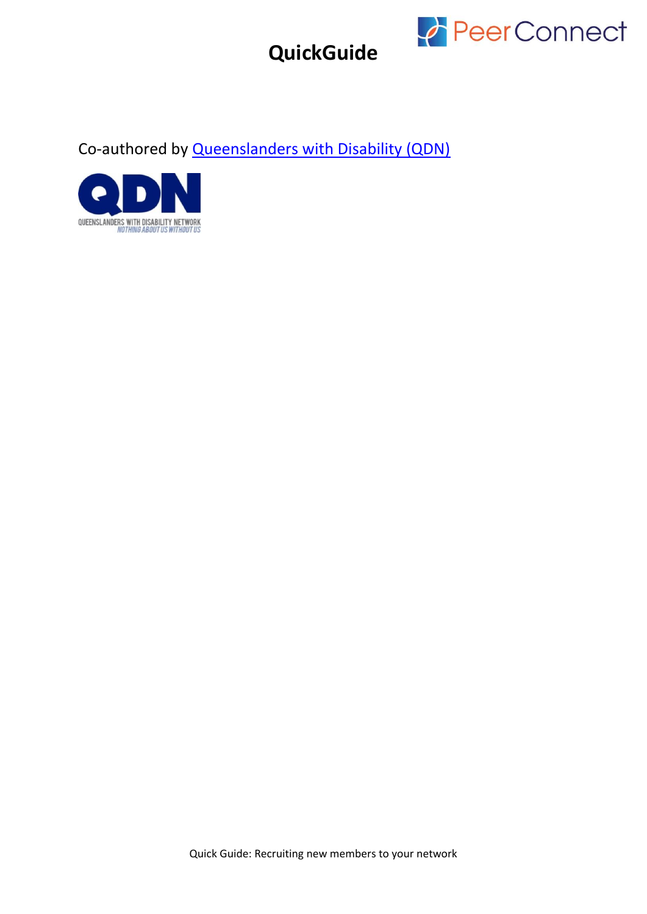# QuickGuide

Co-authored by [Queenslanders with Disability (QDN)]

QUEENSLANDERS WITH DISABILITY NETWORK
NOTHING ABOUT US WITHOUT US